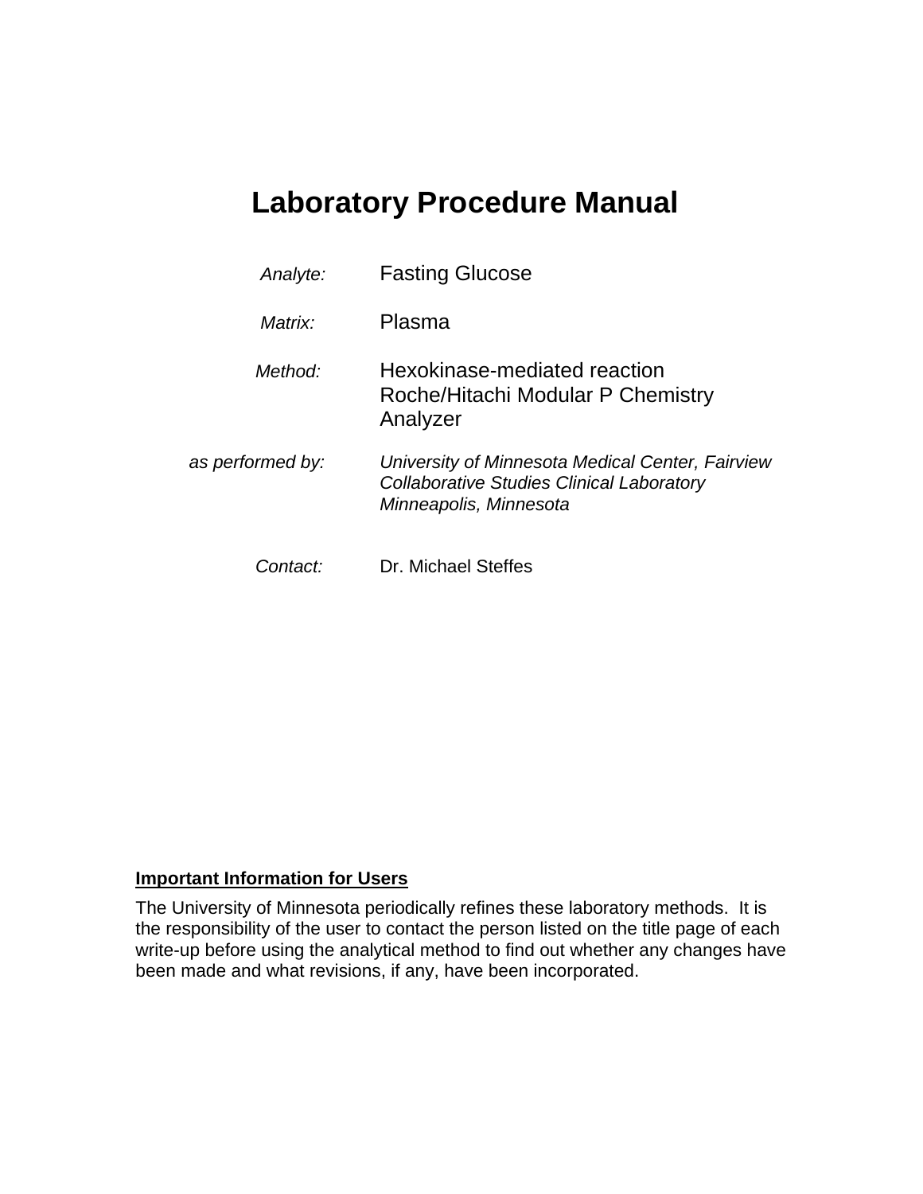# Laboratory Procedure Manual

*Analyte:* Fasting Glucose

*Matrix:* Plasma

*Method:* Hexokinase-mediated reaction
Roche/Hitachi Modular P Chemistry Analyzer

*as performed by:* *University of Minnesota Medical Center, Fairview*
*Collaborative Studies Clinical Laboratory*
*Minneapolis, Minnesota*

*Contact:* Dr. Michael Steffes

**Important Information for Users**

The University of Minnesota periodically refines these laboratory methods. It is the responsibility of the user to contact the person listed on the title page of each write-up before using the analytical method to find out whether any changes have been made and what revisions, if any, have been incorporated.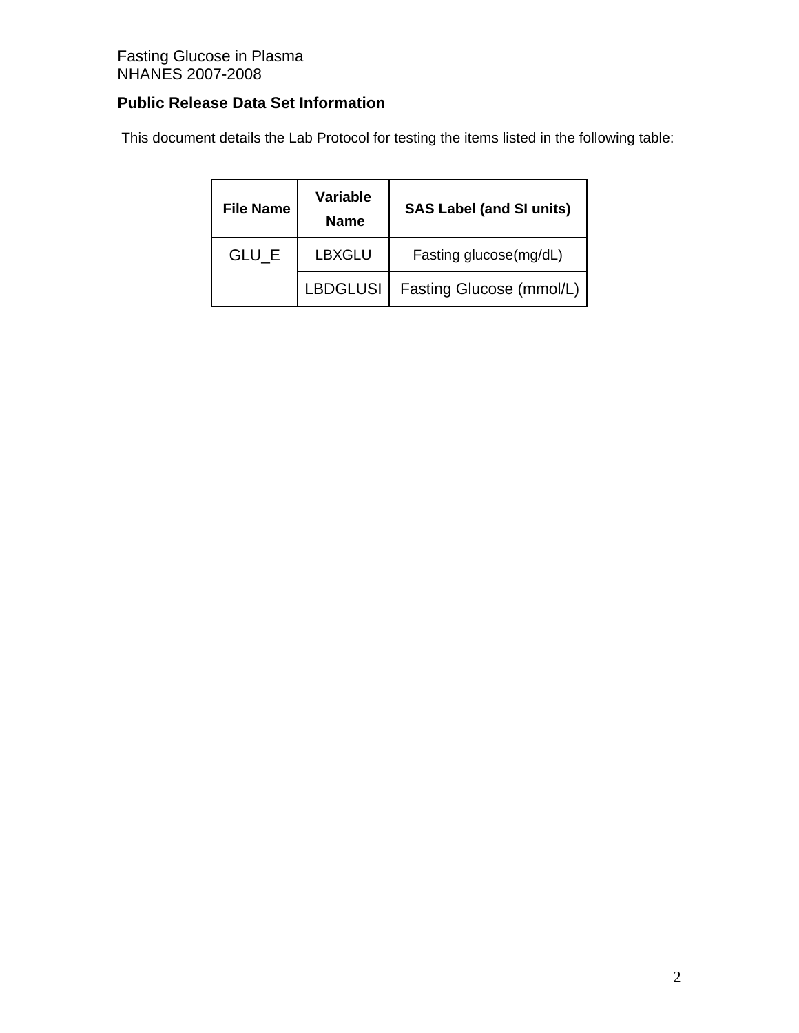Fasting Glucose in Plasma
NHANES 2007-2008

**Public Release Data Set Information**

This document details the Lab Protocol for testing the items listed in the following table:

| File Name | Variable Name | SAS Label (and SI units) |
|---|---|---|
| GLU_E | LBXGLU | Fasting glucose(mg/dL) |
| | LBDGLUSI | Fasting Glucose (mmol/L) |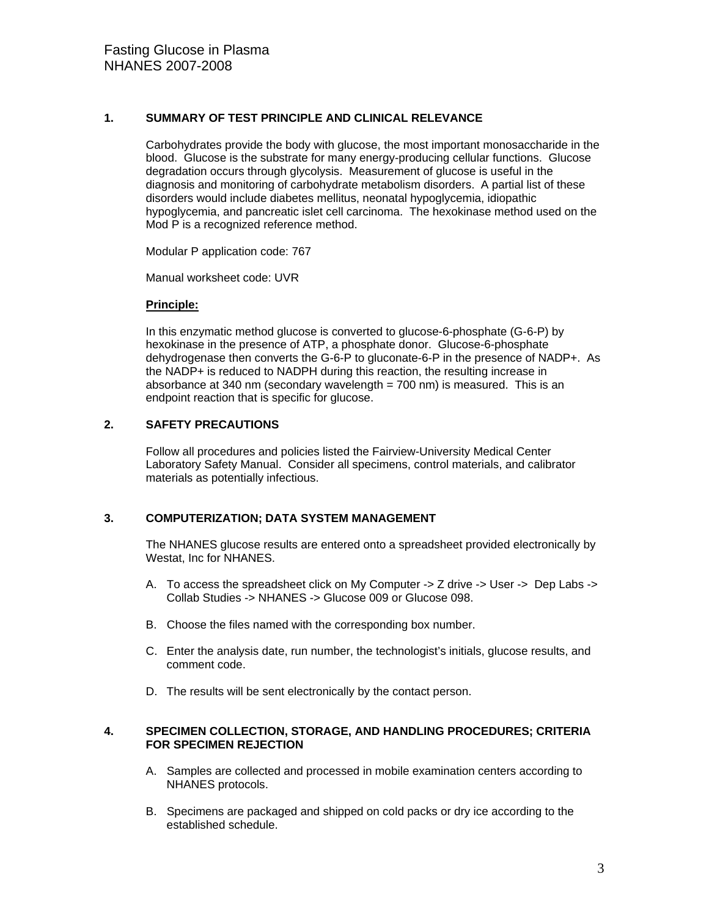# Fasting Glucose in Plasma
NHANES 2007-2008

## 1. SUMMARY OF TEST PRINCIPLE AND CLINICAL RELEVANCE

Carbohydrates provide the body with glucose, the most important monosaccharide in the blood. Glucose is the substrate for many energy-producing cellular functions. Glucose degradation occurs through glycolysis. Measurement of glucose is useful in the diagnosis and monitoring of carbohydrate metabolism disorders. A partial list of these disorders would include diabetes mellitus, neonatal hypoglycemia, idiopathic hypoglycemia, and pancreatic islet cell carcinoma. The hexokinase method used on the Mod P is a recognized reference method.

Modular P application code: 767

Manual worksheet code: UVR

**Principle:**

In this enzymatic method glucose is converted to glucose-6-phosphate (G-6-P) by hexokinase in the presence of ATP, a phosphate donor. Glucose-6-phosphate dehydrogenase then converts the G-6-P to gluconate-6-P in the presence of $NADP^+$. As the $NADP^+$ is reduced to NADPH during this reaction, the resulting increase in absorbance at 340 nm (secondary wavelength = 700 nm) is measured. This is an endpoint reaction that is specific for glucose.

## 2. SAFETY PRECAUTIONS

Follow all procedures and policies listed the Fairview-University Medical Center Laboratory Safety Manual. Consider all specimens, control materials, and calibrator materials as potentially infectious.

## 3. COMPUTERIZATION; DATA SYSTEM MANAGEMENT

The NHANES glucose results are entered onto a spreadsheet provided electronically by Westat, Inc for NHANES.

A. To access the spreadsheet click on My Computer -> Z drive -> User -> Dep Labs -> Collab Studies -> NHANES -> Glucose 009 or Glucose 098.

B. Choose the files named with the corresponding box number.

C. Enter the analysis date, run number, the technologist's initials, glucose results, and comment code.

D. The results will be sent electronically by the contact person.

## 4. SPECIMEN COLLECTION, STORAGE, AND HANDLING PROCEDURES; CRITERIA FOR SPECIMEN REJECTION

A. Samples are collected and processed in mobile examination centers according to NHANES protocols.

B. Specimens are packaged and shipped on cold packs or dry ice according to the established schedule.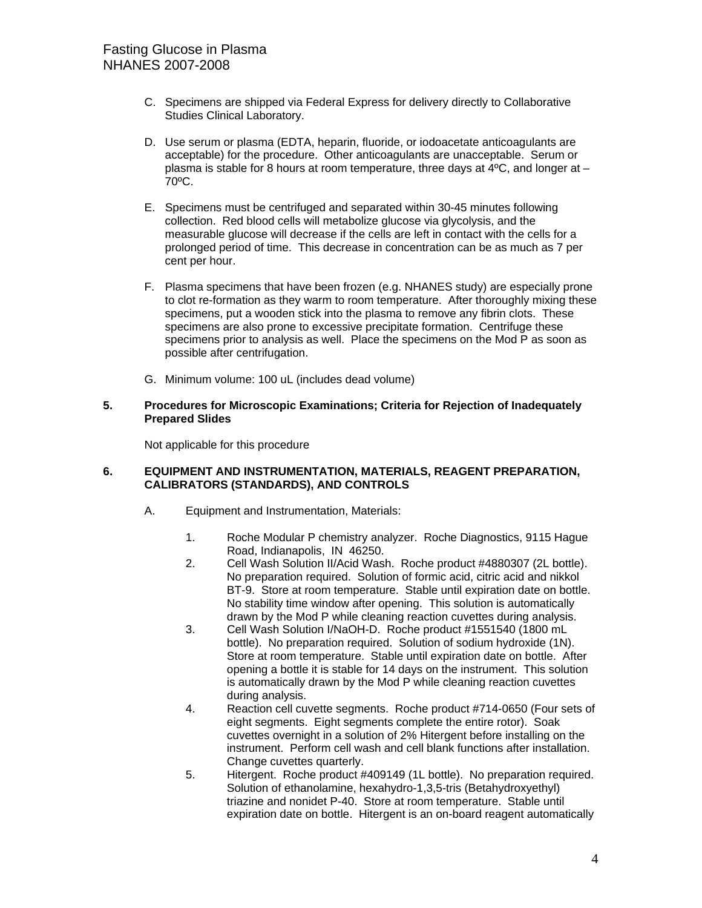C. Specimens are shipped via Federal Express for delivery directly to Collaborative Studies Clinical Laboratory.

D. Use serum or plasma (EDTA, heparin, fluoride, or iodoacetate anticoagulants are acceptable) for the procedure. Other anticoagulants are unacceptable. Serum or plasma is stable for 8 hours at room temperature, three days at 4ºC, and longer at –70ºC.

E. Specimens must be centrifuged and separated within 30-45 minutes following collection. Red blood cells will metabolize glucose via glycolysis, and the measurable glucose will decrease if the cells are left in contact with the cells for a prolonged period of time. This decrease in concentration can be as much as 7 per cent per hour.

F. Plasma specimens that have been frozen (e.g. NHANES study) are especially prone to clot re-formation as they warm to room temperature. After thoroughly mixing these specimens, put a wooden stick into the plasma to remove any fibrin clots. These specimens are also prone to excessive precipitate formation. Centrifuge these specimens prior to analysis as well. Place the specimens on the Mod P as soon as possible after centrifugation.

G. Minimum volume: 100 uL (includes dead volume)

**5. Procedures for Microscopic Examinations; Criteria for Rejection of Inadequately Prepared Slides**

Not applicable for this procedure

**6. EQUIPMENT AND INSTRUMENTATION, MATERIALS, REAGENT PREPARATION, CALIBRATORS (STANDARDS), AND CONTROLS**

A. Equipment and Instrumentation, Materials:

1. Roche Modular P chemistry analyzer. Roche Diagnostics, 9115 Hague Road, Indianapolis, IN 46250.
2. Cell Wash Solution II/Acid Wash. Roche product #4880307 (2L bottle). No preparation required. Solution of formic acid, citric acid and nikkol BT-9. Store at room temperature. Stable until expiration date on bottle. No stability time window after opening. This solution is automatically drawn by the Mod P while cleaning reaction cuvettes during analysis.
3. Cell Wash Solution I/NaOH-D. Roche product #1551540 (1800 mL bottle). No preparation required. Solution of sodium hydroxide (1N). Store at room temperature. Stable until expiration date on bottle. After opening a bottle it is stable for 14 days on the instrument. This solution is automatically drawn by the Mod P while cleaning reaction cuvettes during analysis.
4. Reaction cell cuvette segments. Roche product #714-0650 (Four sets of eight segments. Eight segments complete the entire rotor). Soak cuvettes overnight in a solution of 2% Hitergent before installing on the instrument. Perform cell wash and cell blank functions after installation. Change cuvettes quarterly.
5. Hitergent. Roche product #409149 (1L bottle). No preparation required. Solution of ethanolamine, hexahydro-1,3,5-tris (Betahydroxyethyl) triazine and nonidet P-40. Store at room temperature. Stable until expiration date on bottle. Hitergent is an on-board reagent automatically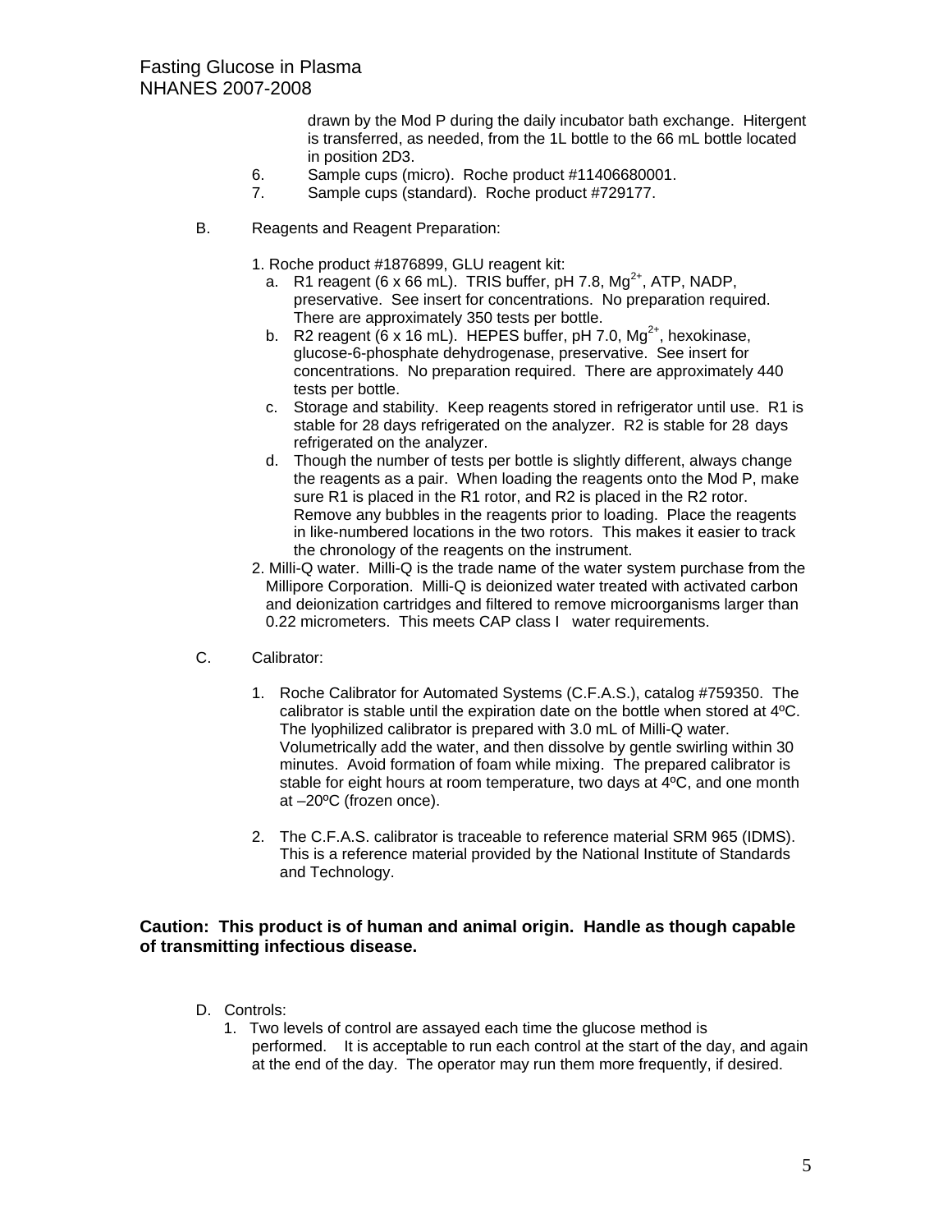drawn by the Mod P during the daily incubator bath exchange. Hitergent is transferred, as needed, from the 1L bottle to the 66 mL bottle located in position 2D3.

6. Sample cups (micro). Roche product #11406680001.
7. Sample cups (standard). Roche product #729177.

B. Reagents and Reagent Preparation:

1. Roche product #1876899, GLU reagent kit:
   a. R1 reagent (6 x 66 mL). TRIS buffer, pH 7.8, $Mg^{2+}$, ATP, NADP, preservative. See insert for concentrations. No preparation required. There are approximately 350 tests per bottle.
   b. R2 reagent (6 x 16 mL). HEPES buffer, pH 7.0, $Mg^{2+}$, hexokinase, glucose-6-phosphate dehydrogenase, preservative. See insert for concentrations. No preparation required. There are approximately 440 tests per bottle.
   c. Storage and stability. Keep reagents stored in refrigerator until use. R1 is stable for 28 days refrigerated on the analyzer. R2 is stable for 28 days refrigerated on the analyzer.
   d. Though the number of tests per bottle is slightly different, always change the reagents as a pair. When loading the reagents onto the Mod P, make sure R1 is placed in the R1 rotor, and R2 is placed in the R2 rotor. Remove any bubbles in the reagents prior to loading. Place the reagents in like-numbered locations in the two rotors. This makes it easier to track the chronology of the reagents on the instrument.
2. Milli-Q water. Milli-Q is the trade name of the water system purchase from the Millipore Corporation. Milli-Q is deionized water treated with activated carbon and deionization cartridges and filtered to remove microorganisms larger than 0.22 micrometers. This meets CAP class I water requirements.

C. Calibrator:

1. Roche Calibrator for Automated Systems (C.F.A.S.), catalog #759350. The calibrator is stable until the expiration date on the bottle when stored at 4ºC. The lyophilized calibrator is prepared with 3.0 mL of Milli-Q water. Volumetrically add the water, and then dissolve by gentle swirling within 30 minutes. Avoid formation of foam while mixing. The prepared calibrator is stable for eight hours at room temperature, two days at 4ºC, and one month at –20ºC (frozen once).

2. The C.F.A.S. calibrator is traceable to reference material SRM 965 (IDMS). This is a reference material provided by the National Institute of Standards and Technology.

**Caution: This product is of human and animal origin. Handle as though capable of transmitting infectious disease.**

D. Controls:

1. Two levels of control are assayed each time the glucose method is performed. It is acceptable to run each control at the start of the day, and again at the end of the day. The operator may run them more frequently, if desired.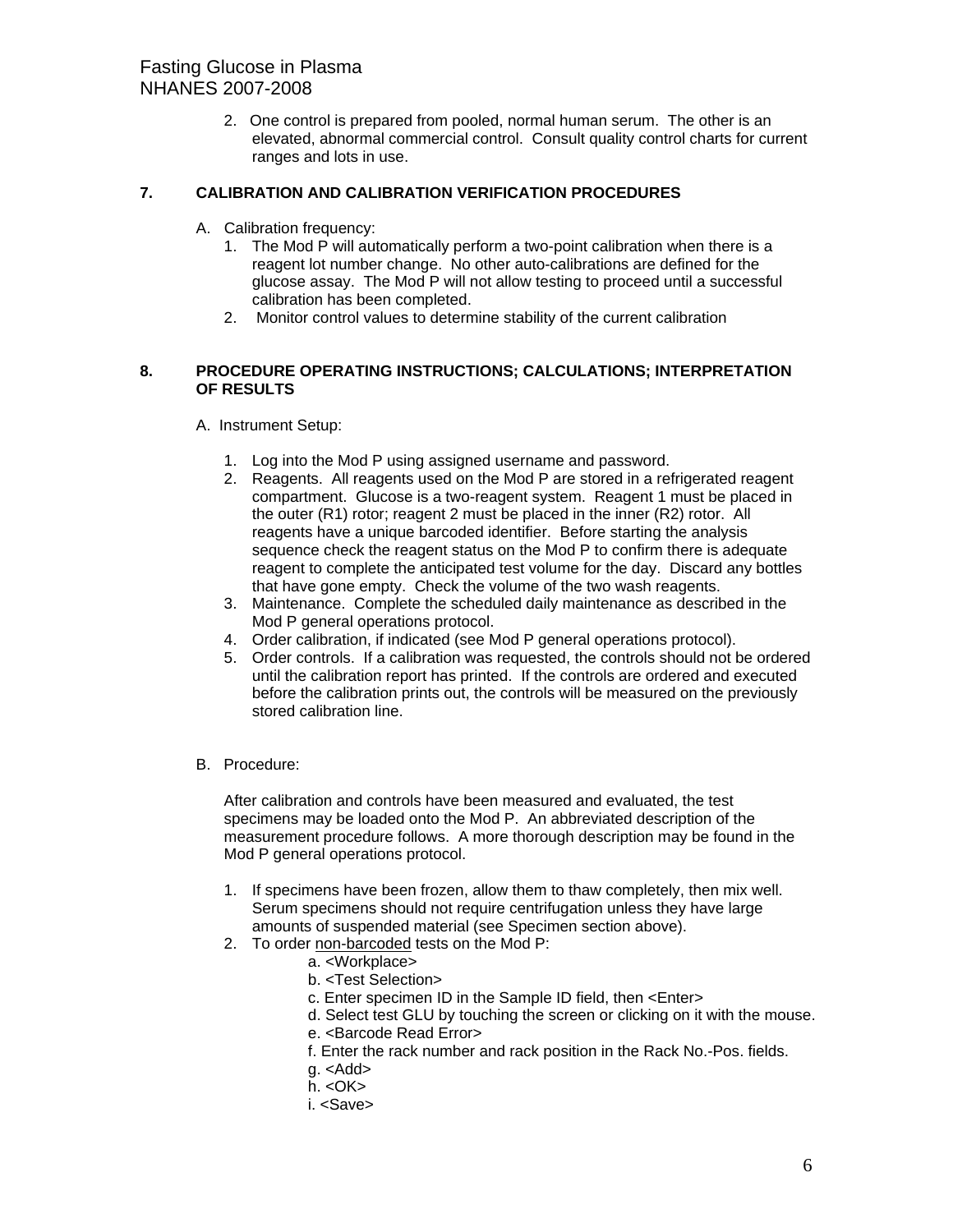2. One control is prepared from pooled, normal human serum. The other is an elevated, abnormal commercial control. Consult quality control charts for current ranges and lots in use.

## 7. CALIBRATION AND CALIBRATION VERIFICATION PROCEDURES

A. Calibration frequency:

1. The Mod P will automatically perform a two-point calibration when there is a reagent lot number change. No other auto-calibrations are defined for the glucose assay. The Mod P will not allow testing to proceed until a successful calibration has been completed.
2. Monitor control values to determine stability of the current calibration

## 8. PROCEDURE OPERATING INSTRUCTIONS; CALCULATIONS; INTERPRETATION OF RESULTS

A. Instrument Setup:

1. Log into the Mod P using assigned username and password.
2. Reagents. All reagents used on the Mod P are stored in a refrigerated reagent compartment. Glucose is a two-reagent system. Reagent 1 must be placed in the outer (R1) rotor; reagent 2 must be placed in the inner (R2) rotor. All reagents have a unique barcoded identifier. Before starting the analysis sequence check the reagent status on the Mod P to confirm there is adequate reagent to complete the anticipated test volume for the day. Discard any bottles that have gone empty. Check the volume of the two wash reagents.
3. Maintenance. Complete the scheduled daily maintenance as described in the Mod P general operations protocol.
4. Order calibration, if indicated (see Mod P general operations protocol).
5. Order controls. If a calibration was requested, the controls should not be ordered until the calibration report has printed. If the controls are ordered and executed before the calibration prints out, the controls will be measured on the previously stored calibration line.

B. Procedure:

After calibration and controls have been measured and evaluated, the test specimens may be loaded onto the Mod P. An abbreviated description of the measurement procedure follows. A more thorough description may be found in the Mod P general operations protocol.

1. If specimens have been frozen, allow them to thaw completely, then mix well. Serum specimens should not require centrifugation unless they have large amounts of suspended material (see Specimen section above).
2. To order <u>non-barcoded</u> tests on the Mod P:
   a. <Workplace>
   b. <Test Selection>
   c. Enter specimen ID in the Sample ID field, then <Enter>
   d. Select test GLU by touching the screen or clicking on it with the mouse.
   e. <Barcode Read Error>
   f. Enter the rack number and rack position in the Rack No.-Pos. fields.
   g. <Add>
   h. <OK>
   i. <Save>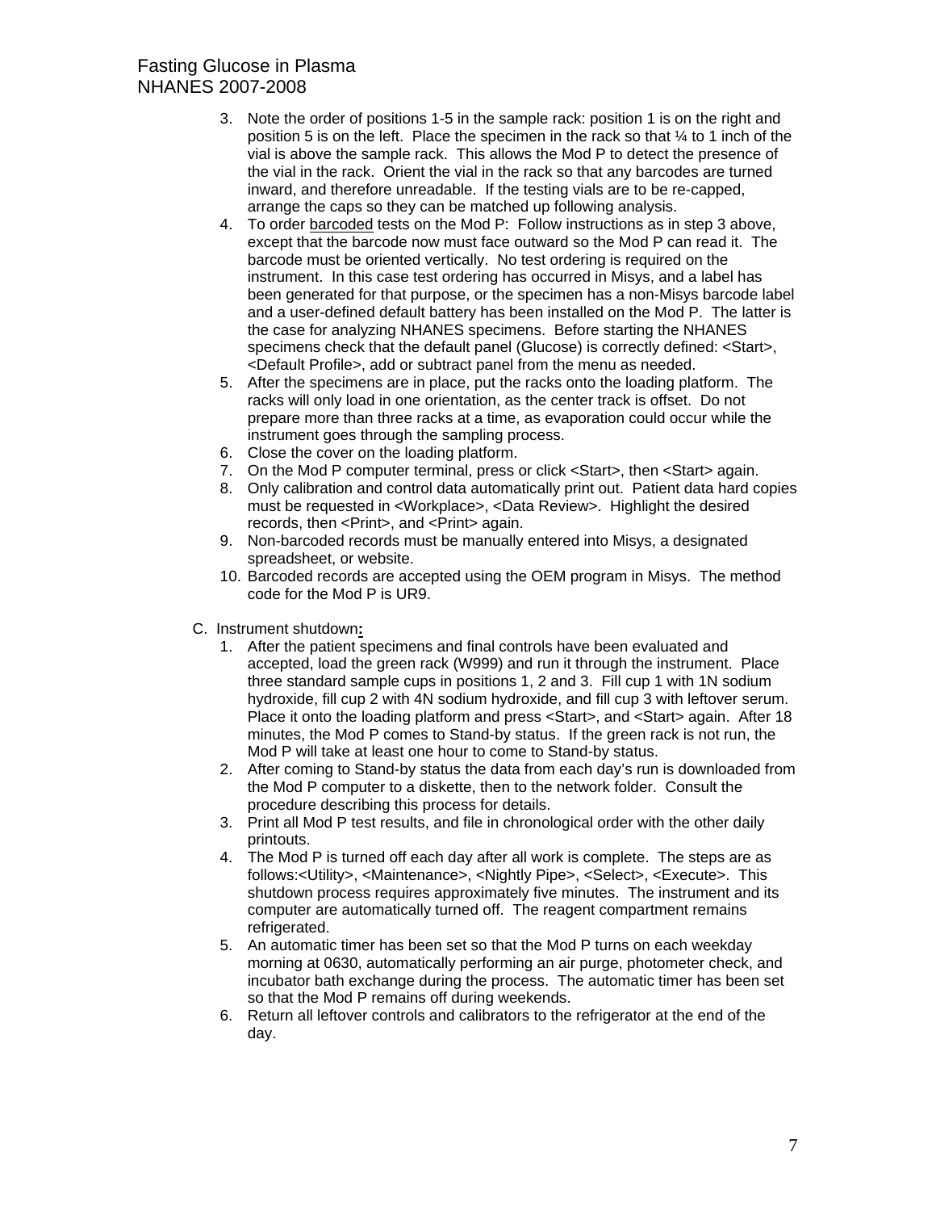3. Note the order of positions 1-5 in the sample rack: position 1 is on the right and position 5 is on the left. Place the specimen in the rack so that ¼ to 1 inch of the vial is above the sample rack. This allows the Mod P to detect the presence of the vial in the rack. Orient the vial in the rack so that any barcodes are turned inward, and therefore unreadable. If the testing vials are to be re-capped, arrange the caps so they can be matched up following analysis.
4. To order barcoded tests on the Mod P: Follow instructions as in step 3 above, except that the barcode now must face outward so the Mod P can read it. The barcode must be oriented vertically. No test ordering is required on the instrument. In this case test ordering has occurred in Misys, and a label has been generated for that purpose, or the specimen has a non-Misys barcode label and a user-defined default battery has been installed on the Mod P. The latter is the case for analyzing NHANES specimens. Before starting the NHANES specimens check that the default panel (Glucose) is correctly defined: <Start>, <Default Profile>, add or subtract panel from the menu as needed.
5. After the specimens are in place, put the racks onto the loading platform. The racks will only load in one orientation, as the center track is offset. Do not prepare more than three racks at a time, as evaporation could occur while the instrument goes through the sampling process.
6. Close the cover on the loading platform.
7. On the Mod P computer terminal, press or click <Start>, then <Start> again.
8. Only calibration and control data automatically print out. Patient data hard copies must be requested in <Workplace>, <Data Review>. Highlight the desired records, then <Print>, and <Print> again.
9. Non-barcoded records must be manually entered into Misys, a designated spreadsheet, or website.
10. Barcoded records are accepted using the OEM program in Misys. The method code for the Mod P is UR9.

C. Instrument shutdown:

1. After the patient specimens and final controls have been evaluated and accepted, load the green rack (W999) and run it through the instrument. Place three standard sample cups in positions 1, 2 and 3. Fill cup 1 with 1N sodium hydroxide, fill cup 2 with 4N sodium hydroxide, and fill cup 3 with leftover serum. Place it onto the loading platform and press <Start>, and <Start> again. After 18 minutes, the Mod P comes to Stand-by status. If the green rack is not run, the Mod P will take at least one hour to come to Stand-by status.
2. After coming to Stand-by status the data from each day's run is downloaded from the Mod P computer to a diskette, then to the network folder. Consult the procedure describing this process for details.
3. Print all Mod P test results, and file in chronological order with the other daily printouts.
4. The Mod P is turned off each day after all work is complete. The steps are as follows:<Utility>, <Maintenance>, <Nightly Pipe>, <Select>, <Execute>. This shutdown process requires approximately five minutes. The instrument and its computer are automatically turned off. The reagent compartment remains refrigerated.
5. An automatic timer has been set so that the Mod P turns on each weekday morning at 0630, automatically performing an air purge, photometer check, and incubator bath exchange during the process. The automatic timer has been set so that the Mod P remains off during weekends.
6. Return all leftover controls and calibrators to the refrigerator at the end of the day.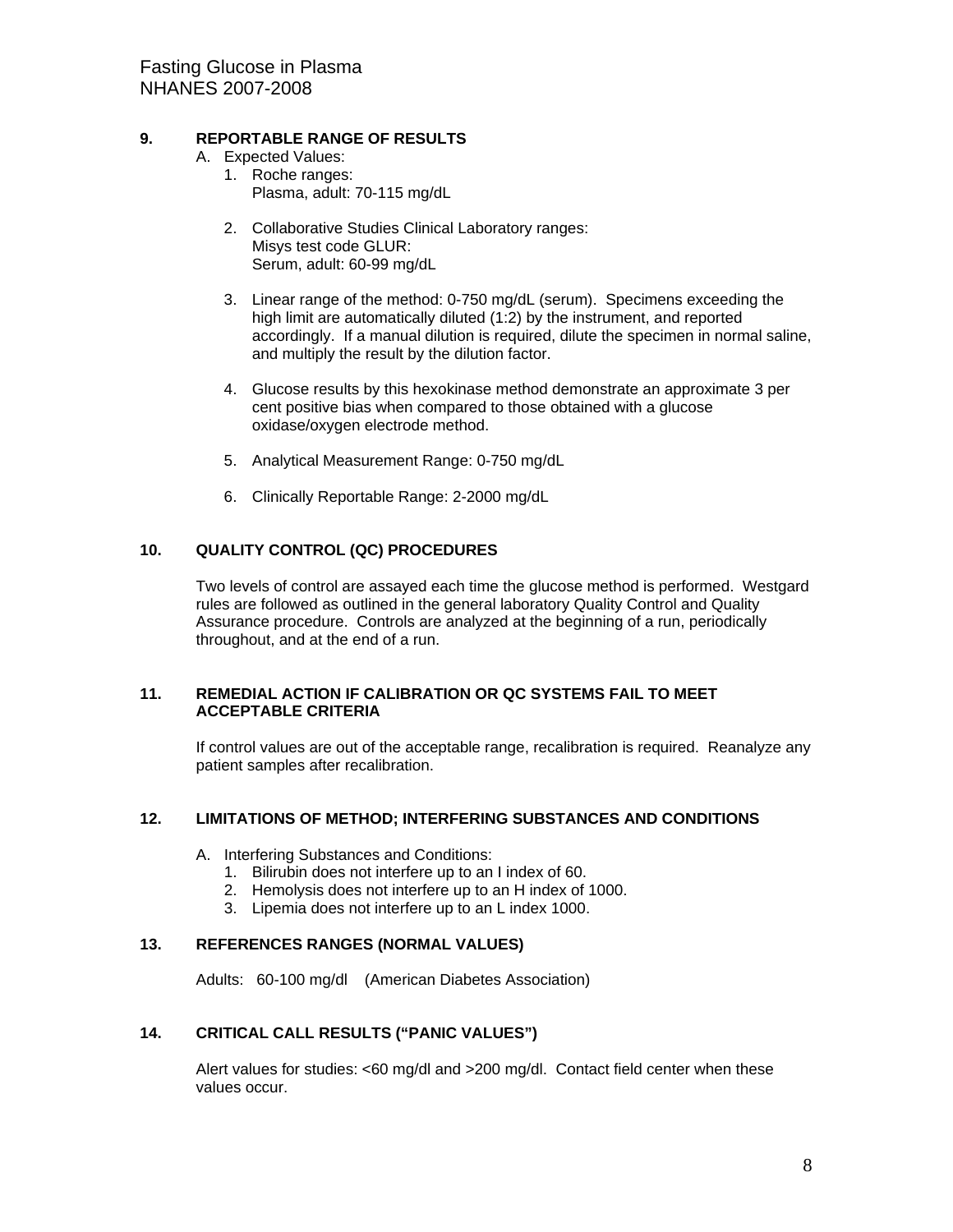## 9. REPORTABLE RANGE OF RESULTS

A. Expected Values:

1. Roche ranges:
   Plasma, adult: 70-115 mg/dL

2. Collaborative Studies Clinical Laboratory ranges:
   Misys test code GLUR:
   Serum, adult: 60-99 mg/dL

3. Linear range of the method: 0-750 mg/dL (serum). Specimens exceeding the high limit are automatically diluted (1:2) by the instrument, and reported accordingly. If a manual dilution is required, dilute the specimen in normal saline, and multiply the result by the dilution factor.

4. Glucose results by this hexokinase method demonstrate an approximate 3 per cent positive bias when compared to those obtained with a glucose oxidase/oxygen electrode method.

5. Analytical Measurement Range: 0-750 mg/dL

6. Clinically Reportable Range: 2-2000 mg/dL

## 10. QUALITY CONTROL (QC) PROCEDURES

Two levels of control are assayed each time the glucose method is performed. Westgard rules are followed as outlined in the general laboratory Quality Control and Quality Assurance procedure. Controls are analyzed at the beginning of a run, periodically throughout, and at the end of a run.

## 11. REMEDIAL ACTION IF CALIBRATION OR QC SYSTEMS FAIL TO MEET ACCEPTABLE CRITERIA

If control values are out of the acceptable range, recalibration is required. Reanalyze any patient samples after recalibration.

## 12. LIMITATIONS OF METHOD; INTERFERING SUBSTANCES AND CONDITIONS

A. Interfering Substances and Conditions:

1. Bilirubin does not interfere up to an I index of 60.
2. Hemolysis does not interfere up to an H index of 1000.
3. Lipemia does not interfere up to an L index 1000.

## 13. REFERENCES RANGES (NORMAL VALUES)

Adults: 60-100 mg/dl (American Diabetes Association)

## 14. CRITICAL CALL RESULTS ("PANIC VALUES")

Alert values for studies: <60 mg/dl and >200 mg/dl. Contact field center when these values occur.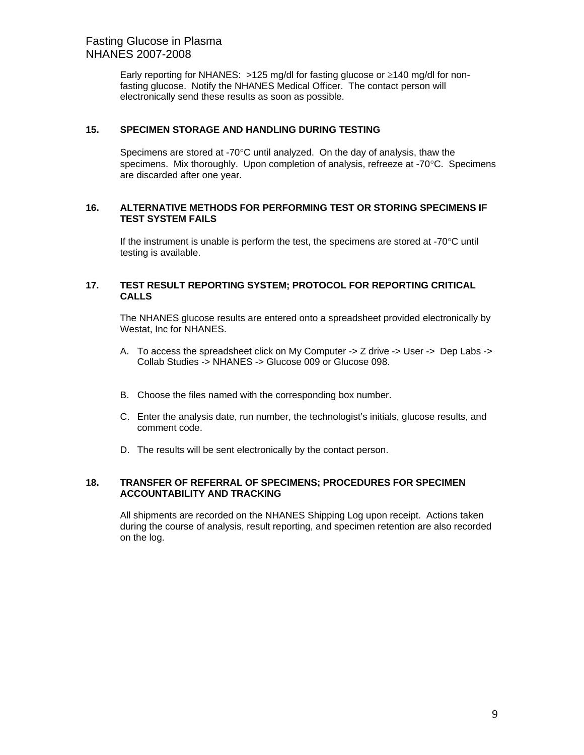Early reporting for NHANES: >125 mg/dl for fasting glucose or ≥140 mg/dl for non-fasting glucose. Notify the NHANES Medical Officer. The contact person will electronically send these results as soon as possible.

### 15. SPECIMEN STORAGE AND HANDLING DURING TESTING

Specimens are stored at -70°C until analyzed. On the day of analysis, thaw the specimens. Mix thoroughly. Upon completion of analysis, refreeze at -70°C. Specimens are discarded after one year.

### 16. ALTERNATIVE METHODS FOR PERFORMING TEST OR STORING SPECIMENS IF TEST SYSTEM FAILS

If the instrument is unable is perform the test, the specimens are stored at -70°C until testing is available.

### 17. TEST RESULT REPORTING SYSTEM; PROTOCOL FOR REPORTING CRITICAL CALLS

The NHANES glucose results are entered onto a spreadsheet provided electronically by Westat, Inc for NHANES.

A. To access the spreadsheet click on My Computer -> Z drive -> User -> Dep Labs -> Collab Studies -> NHANES -> Glucose 009 or Glucose 098.

B. Choose the files named with the corresponding box number.

C. Enter the analysis date, run number, the technologist's initials, glucose results, and comment code.

D. The results will be sent electronically by the contact person.

### 18. TRANSFER OF REFERRAL OF SPECIMENS; PROCEDURES FOR SPECIMEN ACCOUNTABILITY AND TRACKING

All shipments are recorded on the NHANES Shipping Log upon receipt. Actions taken during the course of analysis, result reporting, and specimen retention are also recorded on the log.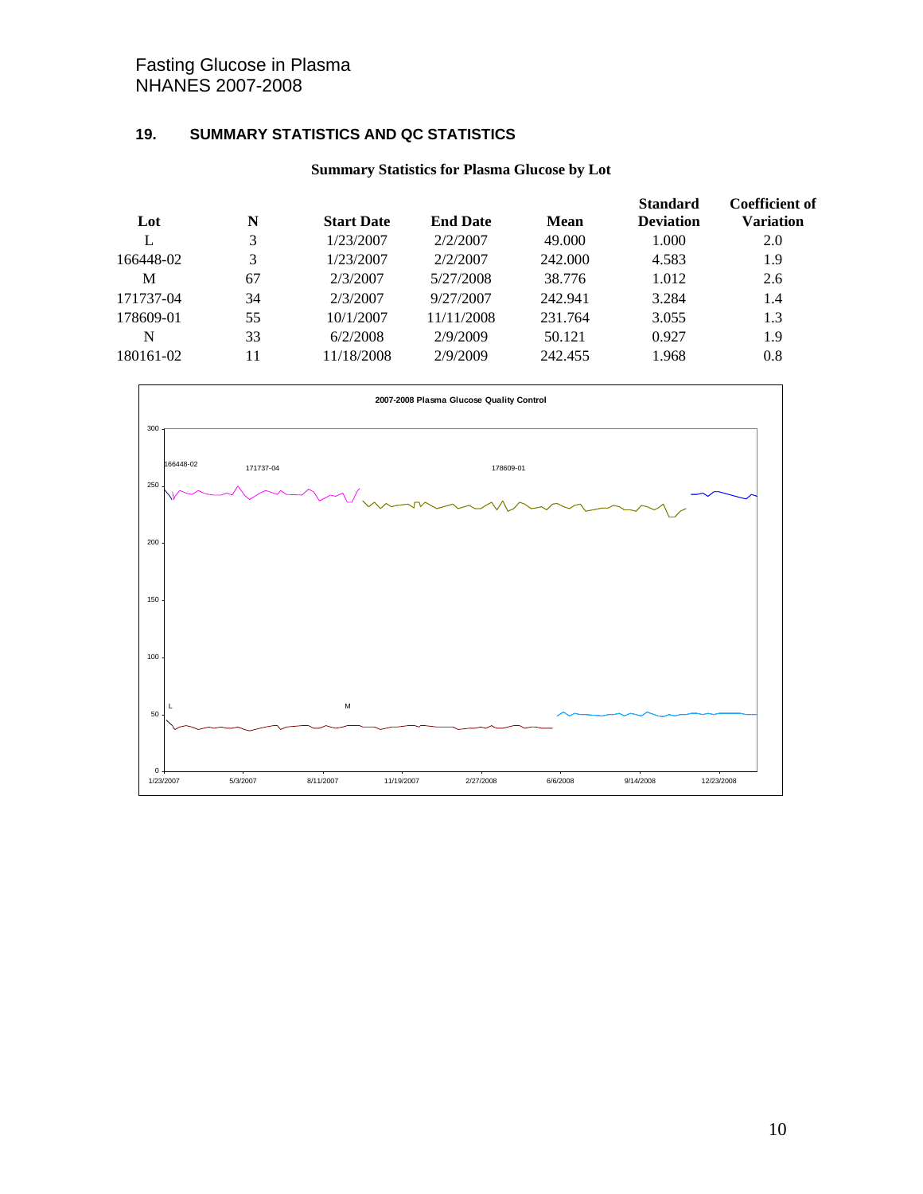## 19. SUMMARY STATISTICS AND QC STATISTICS

**Summary Statistics for Plasma Glucose by Lot**

| Lot | N | Start Date | End Date | Mean | Standard Deviation | Coefficient of Variation |
|---|---|---|---|---|---|---|
| L | 3 | 1/23/2007 | 2/2/2007 | 49.000 | 1.000 | 2.0 |
| 166448-02 | 3 | 1/23/2007 | 2/2/2007 | 242.000 | 4.583 | 1.9 |
| M | 67 | 2/3/2007 | 5/27/2008 | 38.776 | 1.012 | 2.6 |
| 171737-04 | 34 | 2/3/2007 | 9/27/2007 | 242.941 | 3.284 | 1.4 |
| 178609-01 | 55 | 10/1/2007 | 11/11/2008 | 231.764 | 3.055 | 1.3 |
| N | 33 | 6/2/2008 | 2/9/2009 | 50.121 | 0.927 | 1.9 |
| 180161-02 | 11 | 11/18/2008 | 2/9/2009 | 242.455 | 1.968 | 0.8 |

**2007-2008 Plasma Glucose Quality Control**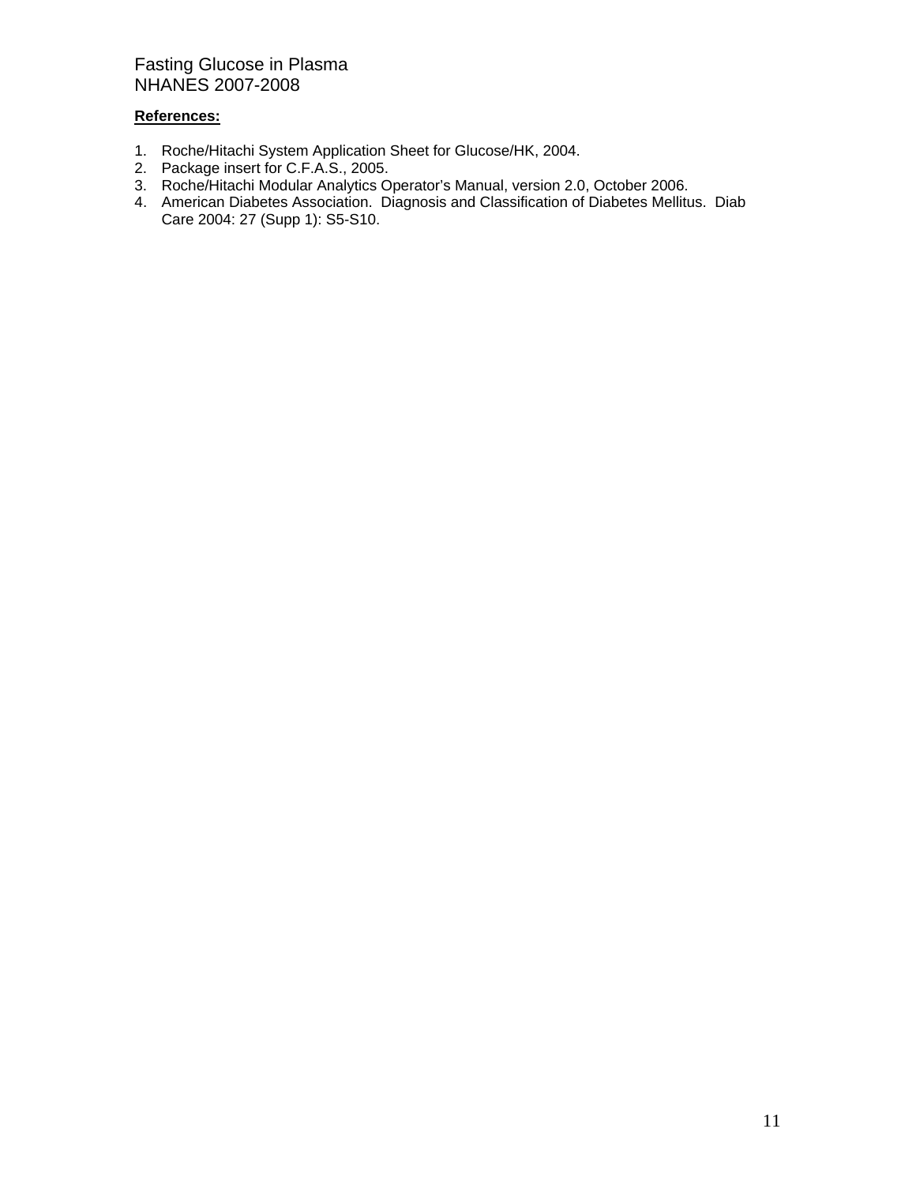**References:**

1. Roche/Hitachi System Application Sheet for Glucose/HK, 2004.
2. Package insert for C.F.A.S., 2005.
3. Roche/Hitachi Modular Analytics Operator's Manual, version 2.0, October 2006.
4. American Diabetes Association. Diagnosis and Classification of Diabetes Mellitus. Diab Care 2004: 27 (Supp 1): S5-S10.